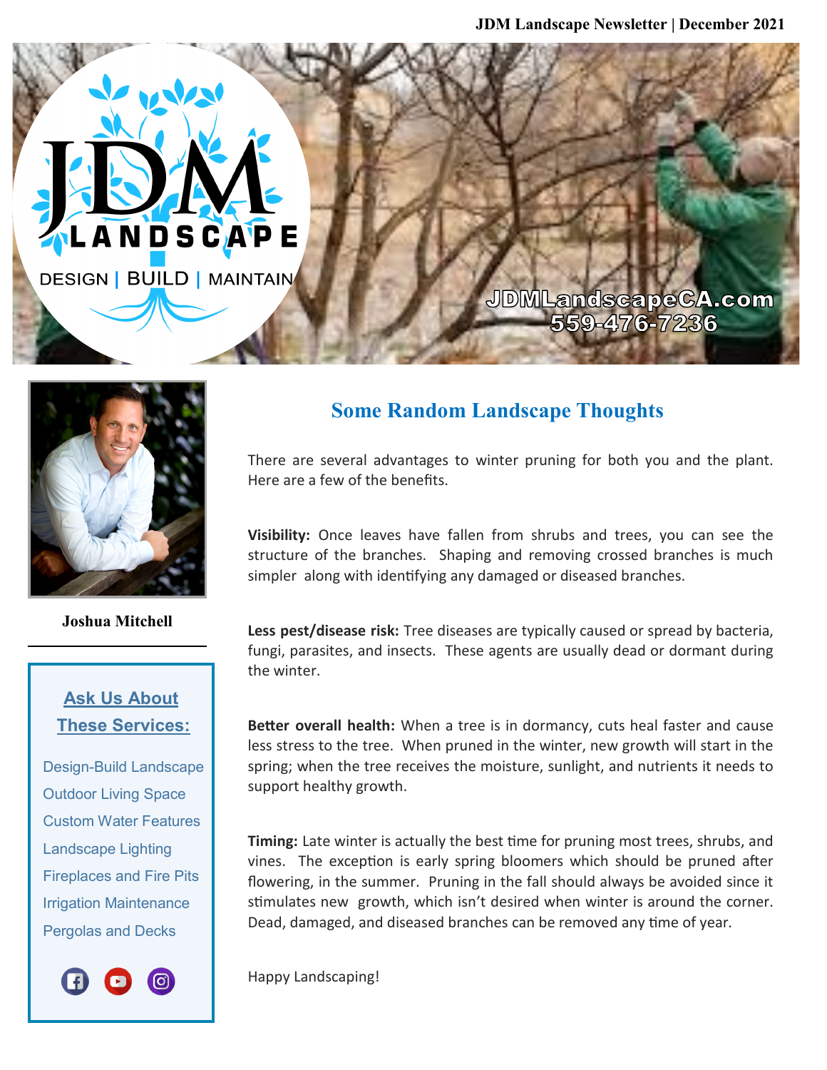JDM Landscape Newsletter | December 2021

JDM LANDSCAPE

DESIGN | BUILD | MAINTAIN

JDMLandscapeCA.com
559-476-7236

Joshua Mitchell

## Ask Us About These Services:

- Design-Build Landscape
- Outdoor Living Space
- Custom Water Features
- Landscape Lighting
- Fireplaces and Fire Pits
- Irrigation Maintenance
- Pergolas and Decks

## Some Random Landscape Thoughts

There are several advantages to winter pruning for both you and the plant. Here are a few of the benefits.

**Visibility:** Once leaves have fallen from shrubs and trees, you can see the structure of the branches. Shaping and removing crossed branches is much simpler along with identifying any damaged or diseased branches.

**Less pest/disease risk:** Tree diseases are typically caused or spread by bacteria, fungi, parasites, and insects. These agents are usually dead or dormant during the winter.

**Better overall health:** When a tree is in dormancy, cuts heal faster and cause less stress to the tree. When pruned in the winter, new growth will start in the spring; when the tree receives the moisture, sunlight, and nutrients it needs to support healthy growth.

**Timing:** Late winter is actually the best time for pruning most trees, shrubs, and vines. The exception is early spring bloomers which should be pruned after flowering, in the summer. Pruning in the fall should always be avoided since it stimulates new growth, which isn't desired when winter is around the corner. Dead, damaged, and diseased branches can be removed any time of year.

Happy Landscaping!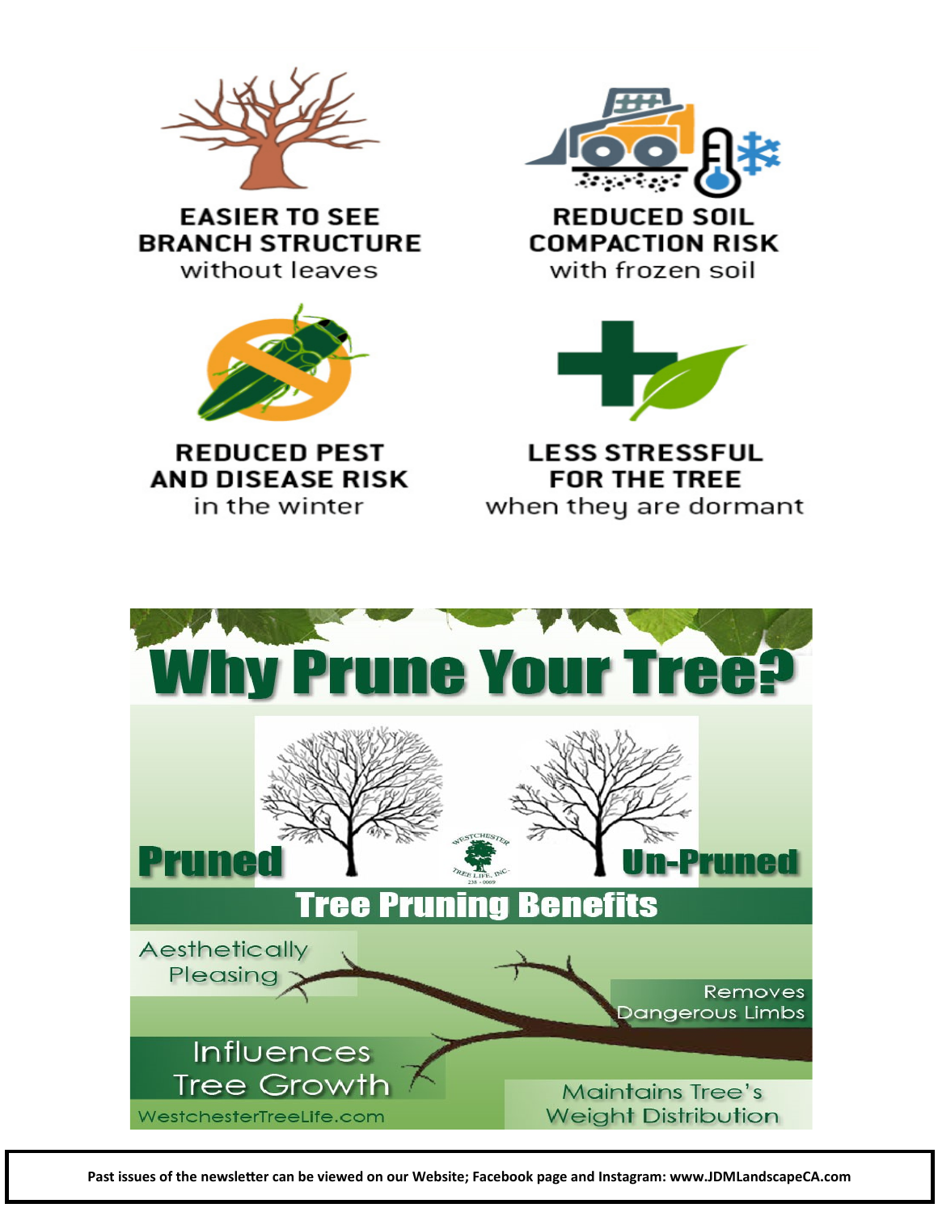**EASIER TO SEE BRANCH STRUCTURE**
without leaves

**REDUCED SOIL COMPACTION RISK**
with frozen soil

**REDUCED PEST AND DISEASE RISK**
in the winter

**LESS STRESSFUL FOR THE TREE**
when they are dormant

# Why Prune Your Tree?

Pruned

Un-Pruned

WESTCHESTER TREE LIFE, INC. 238 - 0069

## Tree Pruning Benefits

Aesthetically Pleasing

Removes Dangerous Limbs

Influences Tree Growth

Maintains Tree's Weight Distribution

WestchesterTreeLife.com

**Past issues of the newsletter can be viewed on our Website; Facebook page and Instagram: www.JDMLandscapeCA.com**